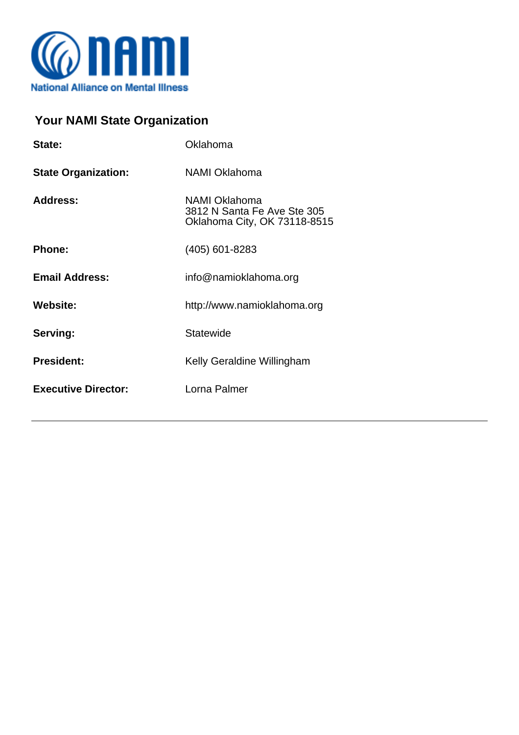NAMI
National Alliance on Mental Illness

## Your NAMI State Organization

| | |
|---|---|
| **State:** | Oklahoma |
| **State Organization:** | NAMI Oklahoma |
| **Address:** | NAMI Oklahoma<br>3812 N Santa Fe Ave Ste 305<br>Oklahoma City, OK 73118-8515 |
| **Phone:** | (405) 601-8283 |
| **Email Address:** | info@namioklahoma.org |
| **Website:** | http://www.namioklahoma.org |
| **Serving:** | Statewide |
| **President:** | Kelly Geraldine Willingham |
| **Executive Director:** | Lorna Palmer |

---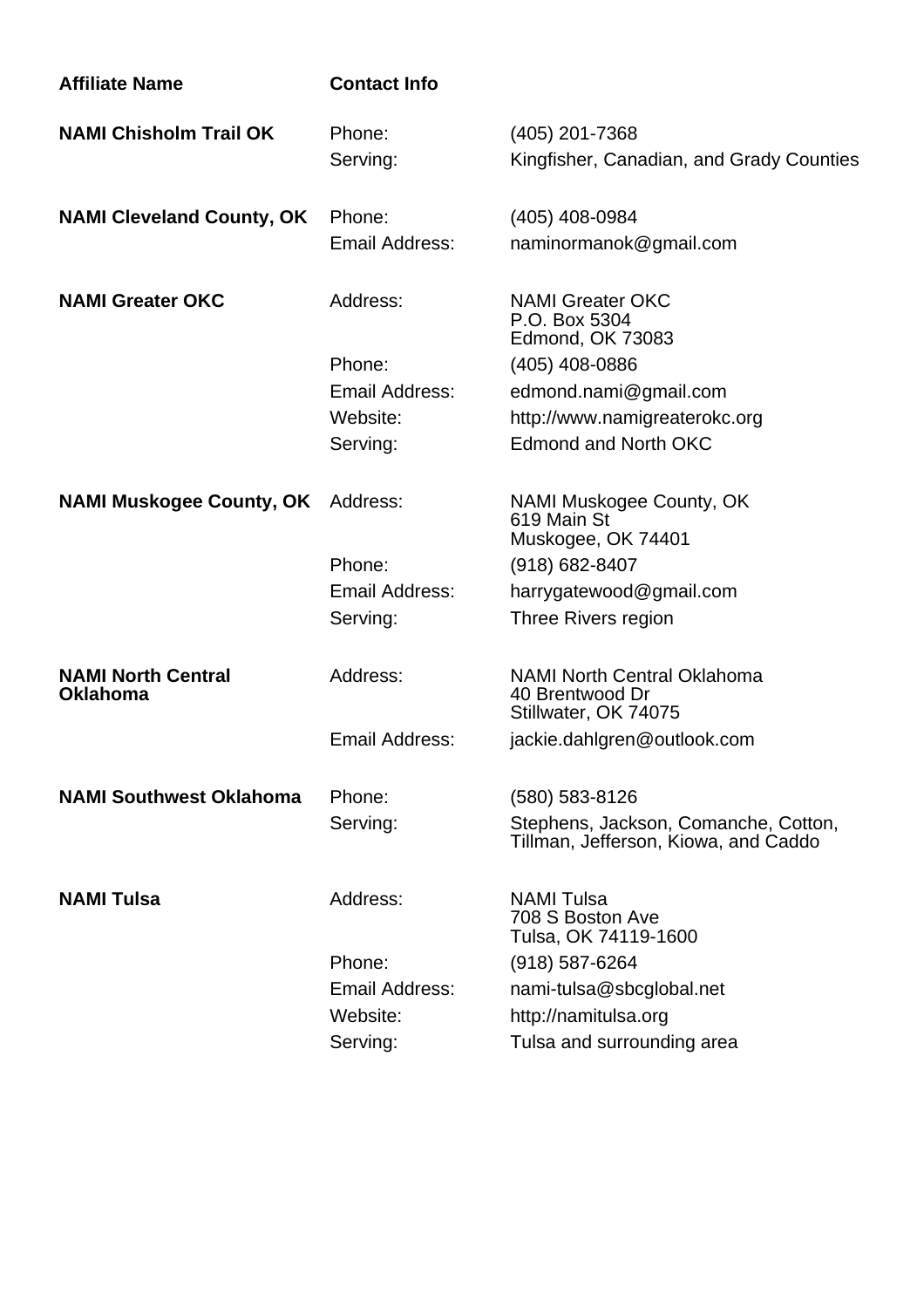| Affiliate Name | Contact Info | |
|---|---|---|
| **NAMI Chisholm Trail OK** | Phone: | (405) 201-7368 |
| | Serving: | Kingfisher, Canadian, and Grady Counties |
| **NAMI Cleveland County, OK** | Phone: | (405) 408-0984 |
| | Email Address: | naminormanok@gmail.com |
| **NAMI Greater OKC** | Address: | NAMI Greater OKC<br>P.O. Box 5304<br>Edmond, OK 73083 |
| | Phone: | (405) 408-0886 |
| | Email Address: | edmond.nami@gmail.com |
| | Website: | http://www.namigreaterokc.org |
| | Serving: | Edmond and North OKC |
| **NAMI Muskogee County, OK** | Address: | NAMI Muskogee County, OK<br>619 Main St<br>Muskogee, OK 74401 |
| | Phone: | (918) 682-8407 |
| | Email Address: | harrygatewood@gmail.com |
| | Serving: | Three Rivers region |
| **NAMI North Central Oklahoma** | Address: | NAMI North Central Oklahoma<br>40 Brentwood Dr<br>Stillwater, OK 74075 |
| | Email Address: | jackie.dahlgren@outlook.com |
| **NAMI Southwest Oklahoma** | Phone: | (580) 583-8126 |
| | Serving: | Stephens, Jackson, Comanche, Cotton, Tillman, Jefferson, Kiowa, and Caddo |
| **NAMI Tulsa** | Address: | NAMI Tulsa<br>708 S Boston Ave<br>Tulsa, OK 74119-1600 |
| | Phone: | (918) 587-6264 |
| | Email Address: | nami-tulsa@sbcglobal.net |
| | Website: | http://namitulsa.org |
| | Serving: | Tulsa and surrounding area |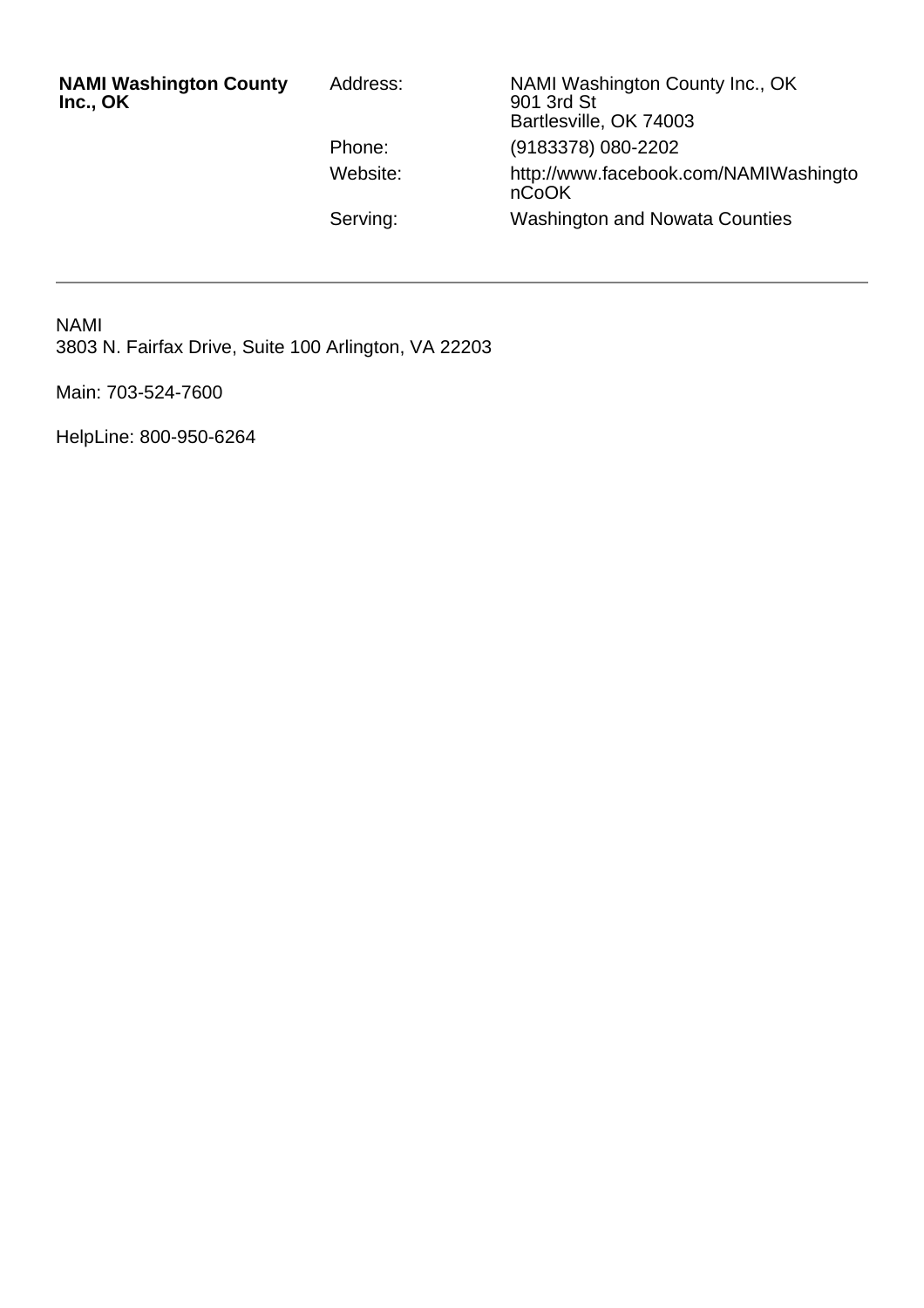| | | |
|---|---|---|
| **NAMI Washington County Inc., OK** | Address: | NAMI Washington County Inc., OK<br>901 3rd St<br>Bartlesville, OK 74003 |
| | Phone: | (9183378) 080-2202 |
| | Website: | http://www.facebook.com/NAMIWashingtonCoOK |
| | Serving: | Washington and Nowata Counties |

---

NAMI
3803 N. Fairfax Drive, Suite 100 Arlington, VA 22203

Main: 703-524-7600

HelpLine: 800-950-6264